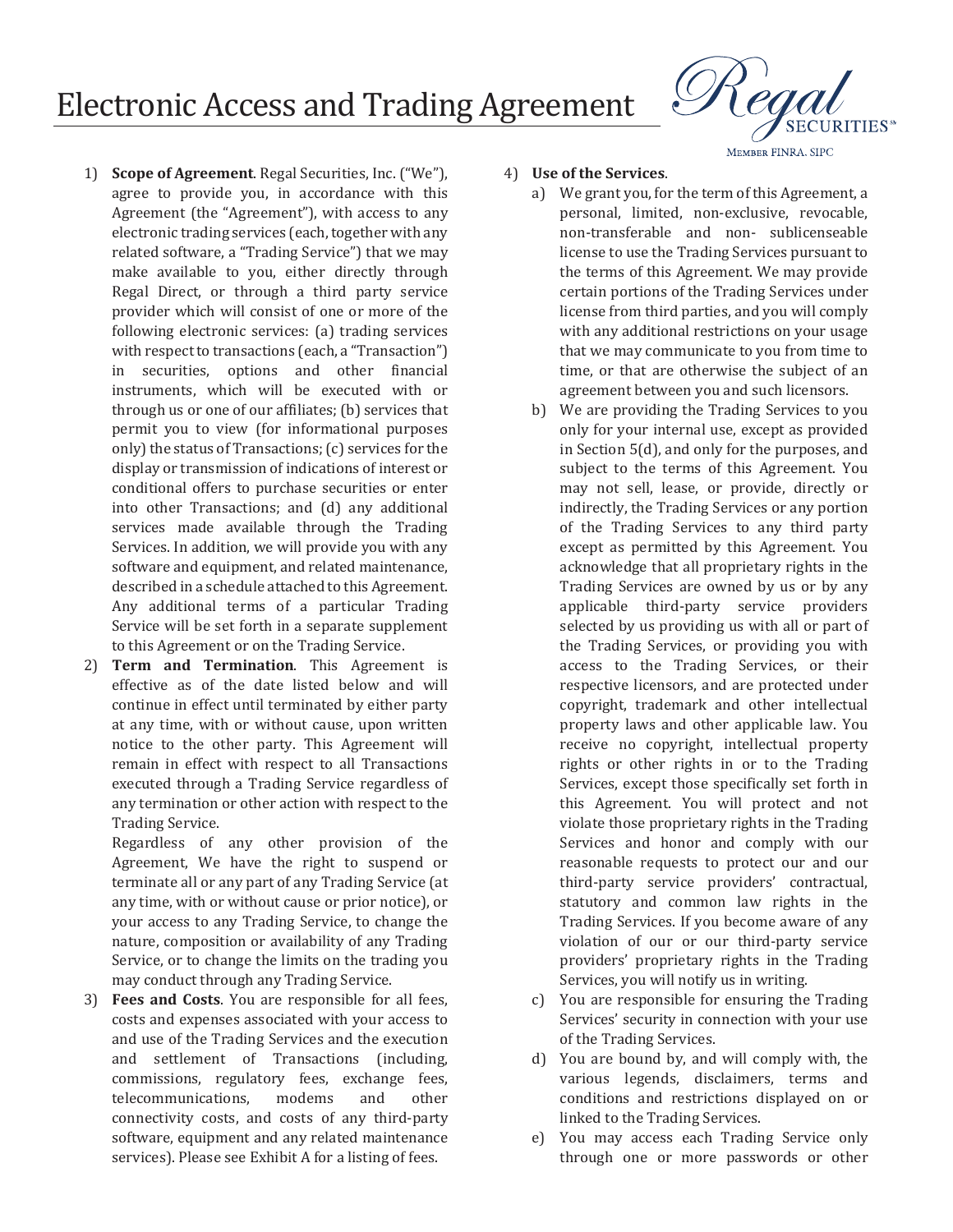# Electronic Access and Trading Agreement

Regal SECURITIES℠

MEMBER FINRA, SIPC

1) **Scope of Agreement**. Regal Securities, Inc. ("We"), agree to provide you, in accordance with this Agreement (the "Agreement"), with access to any electronic trading services (each, together with any related software, a "Trading Service") that we may make available to you, either directly through Regal Direct, or through a third party service provider which will consist of one or more of the following electronic services: (a) trading services with respect to transactions (each, a "Transaction") in securities, options and other financial instruments, which will be executed with or through us or one of our affiliates; (b) services that permit you to view (for informational purposes only) the status of Transactions; (c) services for the display or transmission of indications of interest or conditional offers to purchase securities or enter into other Transactions; and (d) any additional services made available through the Trading Services. In addition, we will provide you with any software and equipment, and related maintenance, described in a schedule attached to this Agreement. Any additional terms of a particular Trading Service will be set forth in a separate supplement to this Agreement or on the Trading Service.

2) **Term and Termination**. This Agreement is effective as of the date listed below and will continue in effect until terminated by either party at any time, with or without cause, upon written notice to the other party. This Agreement will remain in effect with respect to all Transactions executed through a Trading Service regardless of any termination or other action with respect to the Trading Service.

   Regardless of any other provision of the Agreement, We have the right to suspend or terminate all or any part of any Trading Service (at any time, with or without cause or prior notice), or your access to any Trading Service, to change the nature, composition or availability of any Trading Service, or to change the limits on the trading you may conduct through any Trading Service.

3) **Fees and Costs**. You are responsible for all fees, costs and expenses associated with your access to and use of the Trading Services and the execution and settlement of Transactions (including, commissions, regulatory fees, exchange fees, telecommunications, modems and other connectivity costs, and costs of any third-party software, equipment and any related maintenance services). Please see Exhibit A for a listing of fees.

4) **Use of the Services**.
   a) We grant you, for the term of this Agreement, a personal, limited, non-exclusive, revocable, non-transferable and non- sublicenseable license to use the Trading Services pursuant to the terms of this Agreement. We may provide certain portions of the Trading Services under license from third parties, and you will comply with any additional restrictions on your usage that we may communicate to you from time to time, or that are otherwise the subject of an agreement between you and such licensors.
   b) We are providing the Trading Services to you only for your internal use, except as provided in Section 5(d), and only for the purposes, and subject to the terms of this Agreement. You may not sell, lease, or provide, directly or indirectly, the Trading Services or any portion of the Trading Services to any third party except as permitted by this Agreement. You acknowledge that all proprietary rights in the Trading Services are owned by us or by any applicable third-party service providers selected by us providing us with all or part of the Trading Services, or providing you with access to the Trading Services, or their respective licensors, and are protected under copyright, trademark and other intellectual property laws and other applicable law. You receive no copyright, intellectual property rights or other rights in or to the Trading Services, except those specifically set forth in this Agreement. You will protect and not violate those proprietary rights in the Trading Services and honor and comply with our reasonable requests to protect our and our third-party service providers' contractual, statutory and common law rights in the Trading Services. If you become aware of any violation of our or our third-party service providers' proprietary rights in the Trading Services, you will notify us in writing.
   c) You are responsible for ensuring the Trading Services' security in connection with your use of the Trading Services.
   d) You are bound by, and will comply with, the various legends, disclaimers, terms and conditions and restrictions displayed on or linked to the Trading Services.
   e) You may access each Trading Service only through one or more passwords or other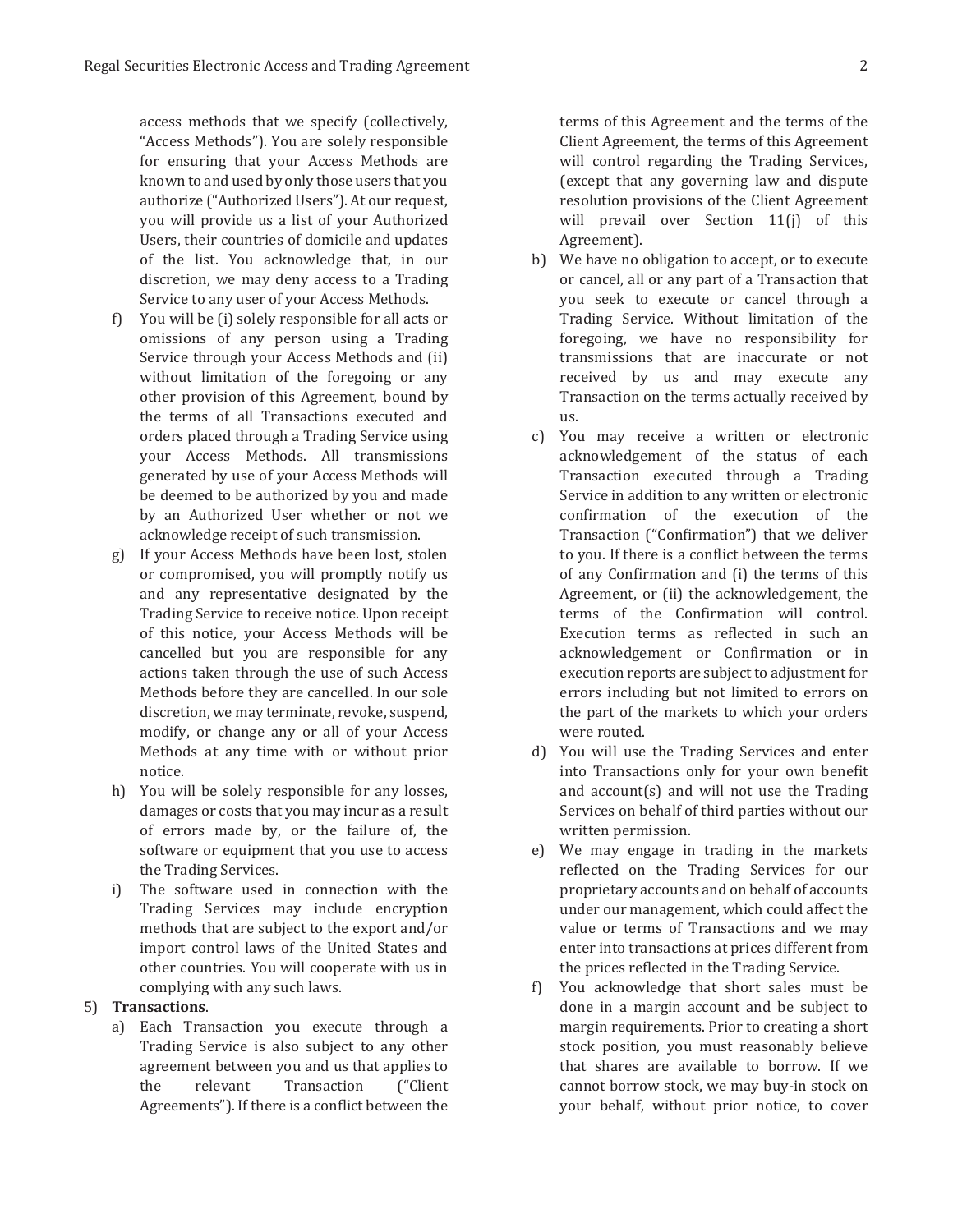access methods that we specify (collectively, "Access Methods"). You are solely responsible for ensuring that your Access Methods are known to and used by only those users that you authorize ("Authorized Users"). At our request, you will provide us a list of your Authorized Users, their countries of domicile and updates of the list. You acknowledge that, in our discretion, we may deny access to a Trading Service to any user of your Access Methods.

f) You will be (i) solely responsible for all acts or omissions of any person using a Trading Service through your Access Methods and (ii) without limitation of the foregoing or any other provision of this Agreement, bound by the terms of all Transactions executed and orders placed through a Trading Service using your Access Methods. All transmissions generated by use of your Access Methods will be deemed to be authorized by you and made by an Authorized User whether or not we acknowledge receipt of such transmission.

g) If your Access Methods have been lost, stolen or compromised, you will promptly notify us and any representative designated by the Trading Service to receive notice. Upon receipt of this notice, your Access Methods will be cancelled but you are responsible for any actions taken through the use of such Access Methods before they are cancelled. In our sole discretion, we may terminate, revoke, suspend, modify, or change any or all of your Access Methods at any time with or without prior notice.

h) You will be solely responsible for any losses, damages or costs that you may incur as a result of errors made by, or the failure of, the software or equipment that you use to access the Trading Services.

i) The software used in connection with the Trading Services may include encryption methods that are subject to the export and/or import control laws of the United States and other countries. You will cooperate with us in complying with any such laws.

5) **Transactions**.

a) Each Transaction you execute through a Trading Service is also subject to any other agreement between you and us that applies to the relevant Transaction ("Client Agreements"). If there is a conflict between the terms of this Agreement and the terms of the Client Agreement, the terms of this Agreement will control regarding the Trading Services, (except that any governing law and dispute resolution provisions of the Client Agreement will prevail over Section 11(j) of this Agreement).

b) We have no obligation to accept, or to execute or cancel, all or any part of a Transaction that you seek to execute or cancel through a Trading Service. Without limitation of the foregoing, we have no responsibility for transmissions that are inaccurate or not received by us and may execute any Transaction on the terms actually received by us.

c) You may receive a written or electronic acknowledgement of the status of each Transaction executed through a Trading Service in addition to any written or electronic confirmation of the execution of the Transaction ("Confirmation") that we deliver to you. If there is a conflict between the terms of any Confirmation and (i) the terms of this Agreement, or (ii) the acknowledgement, the terms of the Confirmation will control. Execution terms as reflected in such an acknowledgement or Confirmation or in execution reports are subject to adjustment for errors including but not limited to errors on the part of the markets to which your orders were routed.

d) You will use the Trading Services and enter into Transactions only for your own benefit and account(s) and will not use the Trading Services on behalf of third parties without our written permission.

e) We may engage in trading in the markets reflected on the Trading Services for our proprietary accounts and on behalf of accounts under our management, which could affect the value or terms of Transactions and we may enter into transactions at prices different from the prices reflected in the Trading Service.

f) You acknowledge that short sales must be done in a margin account and be subject to margin requirements. Prior to creating a short stock position, you must reasonably believe that shares are available to borrow. If we cannot borrow stock, we may buy-in stock on your behalf, without prior notice, to cover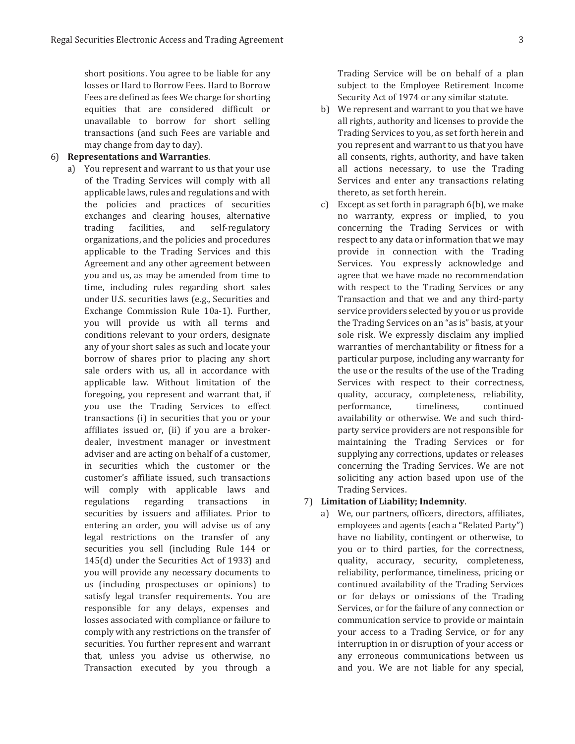short positions. You agree to be liable for any losses or Hard to Borrow Fees. Hard to Borrow Fees are defined as fees We charge for shorting equities that are considered difficult or unavailable to borrow for short selling transactions (and such Fees are variable and may change from day to day).

6) **Representations and Warranties**.

   a) You represent and warrant to us that your use of the Trading Services will comply with all applicable laws, rules and regulations and with the policies and practices of securities exchanges and clearing houses, alternative trading facilities, and self-regulatory organizations, and the policies and procedures applicable to the Trading Services and this Agreement and any other agreement between you and us, as may be amended from time to time, including rules regarding short sales under U.S. securities laws (e.g., Securities and Exchange Commission Rule 10a-1). Further, you will provide us with all terms and conditions relevant to your orders, designate any of your short sales as such and locate your borrow of shares prior to placing any short sale orders with us, all in accordance with applicable law. Without limitation of the foregoing, you represent and warrant that, if you use the Trading Services to effect transactions (i) in securities that you or your affiliates issued or, (ii) if you are a broker-dealer, investment manager or investment adviser and are acting on behalf of a customer, in securities which the customer or the customer's affiliate issued, such transactions will comply with applicable laws and regulations regarding transactions in securities by issuers and affiliates. Prior to entering an order, you will advise us of any legal restrictions on the transfer of any securities you sell (including Rule 144 or 145(d) under the Securities Act of 1933) and you will provide any necessary documents to us (including prospectuses or opinions) to satisfy legal transfer requirements. You are responsible for any delays, expenses and losses associated with compliance or failure to comply with any restrictions on the transfer of securities. You further represent and warrant that, unless you advise us otherwise, no Transaction executed by you through a Trading Service will be on behalf of a plan subject to the Employee Retirement Income Security Act of 1974 or any similar statute.

   b) We represent and warrant to you that we have all rights, authority and licenses to provide the Trading Services to you, as set forth herein and you represent and warrant to us that you have all consents, rights, authority, and have taken all actions necessary, to use the Trading Services and enter any transactions relating thereto, as set forth herein.

   c) Except as set forth in paragraph 6(b), we make no warranty, express or implied, to you concerning the Trading Services or with respect to any data or information that we may provide in connection with the Trading Services. You expressly acknowledge and agree that we have made no recommendation with respect to the Trading Services or any Transaction and that we and any third-party service providers selected by you or us provide the Trading Services on an "as is" basis, at your sole risk. We expressly disclaim any implied warranties of merchantability or fitness for a particular purpose, including any warranty for the use or the results of the use of the Trading Services with respect to their correctness, quality, accuracy, completeness, reliability, performance, timeliness, continued availability or otherwise. We and such third-party service providers are not responsible for maintaining the Trading Services or for supplying any corrections, updates or releases concerning the Trading Services. We are not soliciting any action based upon use of the Trading Services.

7) **Limitation of Liability; Indemnity**.

   a) We, our partners, officers, directors, affiliates, employees and agents (each a "Related Party") have no liability, contingent or otherwise, to you or to third parties, for the correctness, quality, accuracy, security, completeness, reliability, performance, timeliness, pricing or continued availability of the Trading Services or for delays or omissions of the Trading Services, or for the failure of any connection or communication service to provide or maintain your access to a Trading Service, or for any interruption in or disruption of your access or any erroneous communications between us and you. We are not liable for any special,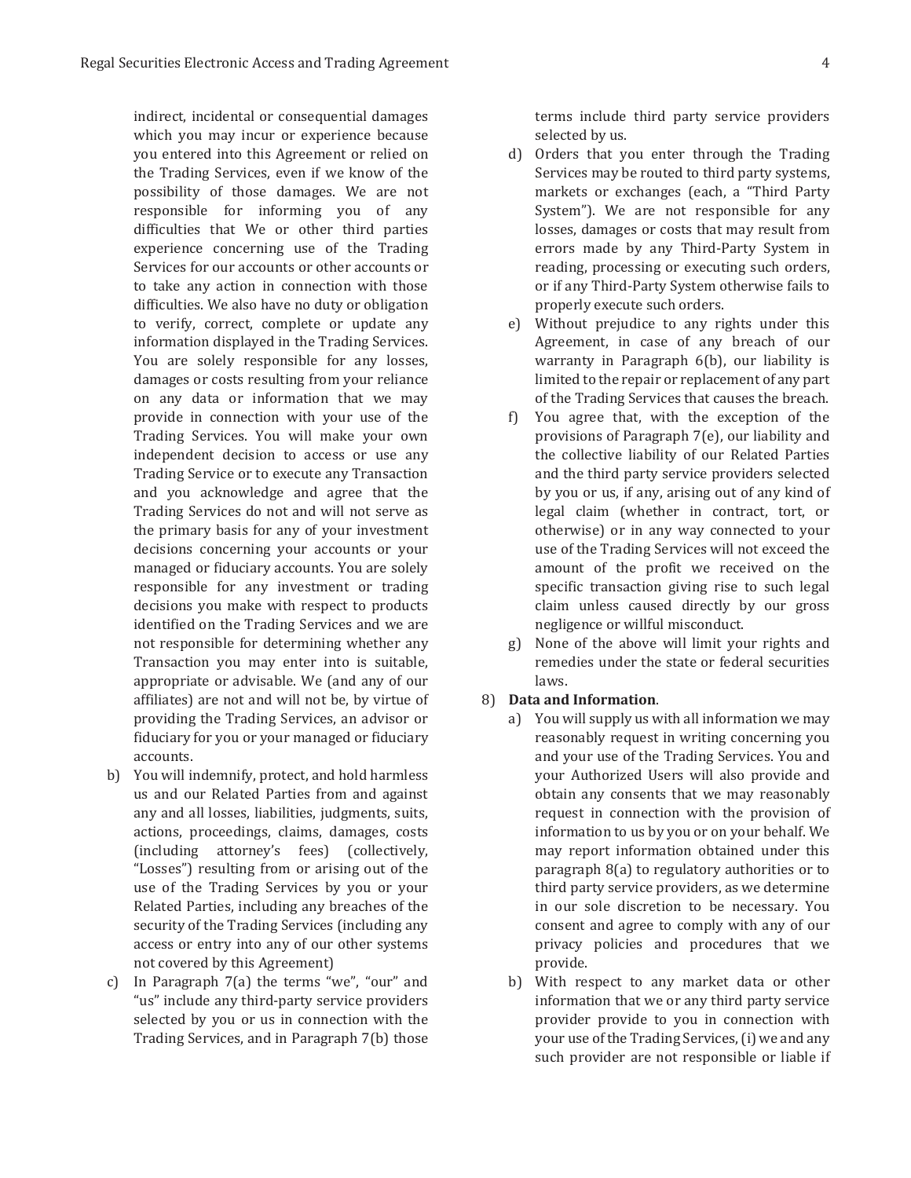indirect, incidental or consequential damages which you may incur or experience because you entered into this Agreement or relied on the Trading Services, even if we know of the possibility of those damages. We are not responsible for informing you of any difficulties that We or other third parties experience concerning use of the Trading Services for our accounts or other accounts or to take any action in connection with those difficulties. We also have no duty or obligation to verify, correct, complete or update any information displayed in the Trading Services. You are solely responsible for any losses, damages or costs resulting from your reliance on any data or information that we may provide in connection with your use of the Trading Services. You will make your own independent decision to access or use any Trading Service or to execute any Transaction and you acknowledge and agree that the Trading Services do not and will not serve as the primary basis for any of your investment decisions concerning your accounts or your managed or fiduciary accounts. You are solely responsible for any investment or trading decisions you make with respect to products identified on the Trading Services and we are not responsible for determining whether any Transaction you may enter into is suitable, appropriate or advisable. We (and any of our affiliates) are not and will not be, by virtue of providing the Trading Services, an advisor or fiduciary for you or your managed or fiduciary accounts.

b) You will indemnify, protect, and hold harmless us and our Related Parties from and against any and all losses, liabilities, judgments, suits, actions, proceedings, claims, damages, costs (including attorney's fees) (collectively, "Losses") resulting from or arising out of the use of the Trading Services by you or your Related Parties, including any breaches of the security of the Trading Services (including any access or entry into any of our other systems not covered by this Agreement)

c) In Paragraph 7(a) the terms "we", "our" and "us" include any third-party service providers selected by you or us in connection with the Trading Services, and in Paragraph 7(b) those terms include third party service providers selected by us.

d) Orders that you enter through the Trading Services may be routed to third party systems, markets or exchanges (each, a "Third Party System"). We are not responsible for any losses, damages or costs that may result from errors made by any Third-Party System in reading, processing or executing such orders, or if any Third-Party System otherwise fails to properly execute such orders.

e) Without prejudice to any rights under this Agreement, in case of any breach of our warranty in Paragraph 6(b), our liability is limited to the repair or replacement of any part of the Trading Services that causes the breach.

f) You agree that, with the exception of the provisions of Paragraph 7(e), our liability and the collective liability of our Related Parties and the third party service providers selected by you or us, if any, arising out of any kind of legal claim (whether in contract, tort, or otherwise) or in any way connected to your use of the Trading Services will not exceed the amount of the profit we received on the specific transaction giving rise to such legal claim unless caused directly by our gross negligence or willful misconduct.

g) None of the above will limit your rights and remedies under the state or federal securities laws.

8) **Data and Information**.

a) You will supply us with all information we may reasonably request in writing concerning you and your use of the Trading Services. You and your Authorized Users will also provide and obtain any consents that we may reasonably request in connection with the provision of information to us by you or on your behalf. We may report information obtained under this paragraph 8(a) to regulatory authorities or to third party service providers, as we determine in our sole discretion to be necessary. You consent and agree to comply with any of our privacy policies and procedures that we provide.

b) With respect to any market data or other information that we or any third party service provider provide to you in connection with your use of the Trading Services, (i) we and any such provider are not responsible or liable if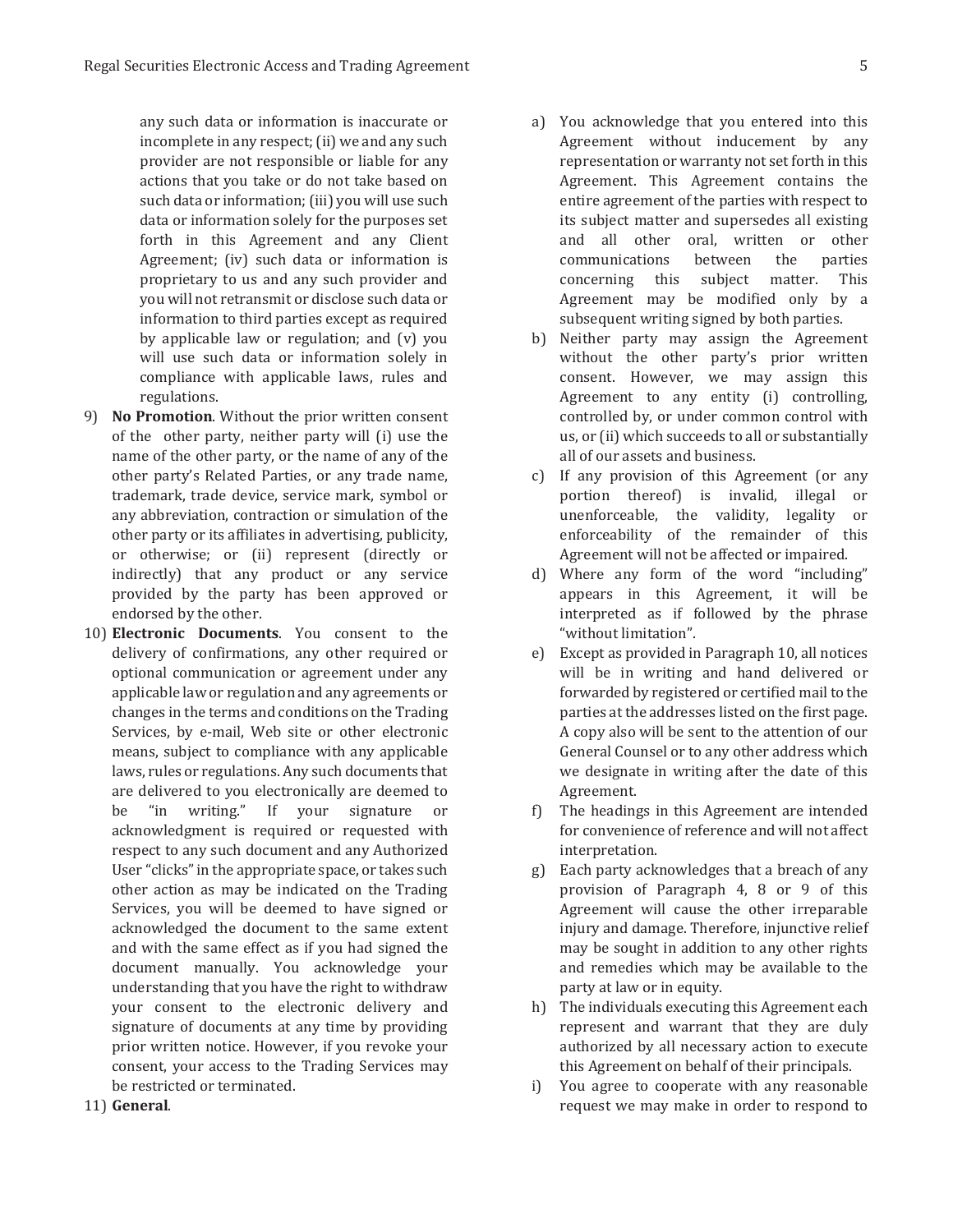any such data or information is inaccurate or incomplete in any respect; (ii) we and any such provider are not responsible or liable for any actions that you take or do not take based on such data or information; (iii) you will use such data or information solely for the purposes set forth in this Agreement and any Client Agreement; (iv) such data or information is proprietary to us and any such provider and you will not retransmit or disclose such data or information to third parties except as required by applicable law or regulation; and (v) you will use such data or information solely in compliance with applicable laws, rules and regulations.

9) **No Promotion**. Without the prior written consent of the other party, neither party will (i) use the name of the other party, or the name of any of the other party's Related Parties, or any trade name, trademark, trade device, service mark, symbol or any abbreviation, contraction or simulation of the other party or its affiliates in advertising, publicity, or otherwise; or (ii) represent (directly or indirectly) that any product or any service provided by the party has been approved or endorsed by the other.

10) **Electronic Documents**. You consent to the delivery of confirmations, any other required or optional communication or agreement under any applicable law or regulation and any agreements or changes in the terms and conditions on the Trading Services, by e-mail, Web site or other electronic means, subject to compliance with any applicable laws, rules or regulations. Any such documents that are delivered to you electronically are deemed to be "in writing." If your signature or acknowledgment is required or requested with respect to any such document and any Authorized User "clicks" in the appropriate space, or takes such other action as may be indicated on the Trading Services, you will be deemed to have signed or acknowledged the document to the same extent and with the same effect as if you had signed the document manually. You acknowledge your understanding that you have the right to withdraw your consent to the electronic delivery and signature of documents at any time by providing prior written notice. However, if you revoke your consent, your access to the Trading Services may be restricted or terminated.

11) **General**.

a) You acknowledge that you entered into this Agreement without inducement by any representation or warranty not set forth in this Agreement. This Agreement contains the entire agreement of the parties with respect to its subject matter and supersedes all existing and all other oral, written or other communications between the parties concerning this subject matter. This Agreement may be modified only by a subsequent writing signed by both parties.

b) Neither party may assign the Agreement without the other party's prior written consent. However, we may assign this Agreement to any entity (i) controlling, controlled by, or under common control with us, or (ii) which succeeds to all or substantially all of our assets and business.

c) If any provision of this Agreement (or any portion thereof) is invalid, illegal or unenforceable, the validity, legality or enforceability of the remainder of this Agreement will not be affected or impaired.

d) Where any form of the word "including" appears in this Agreement, it will be interpreted as if followed by the phrase "without limitation".

e) Except as provided in Paragraph 10, all notices will be in writing and hand delivered or forwarded by registered or certified mail to the parties at the addresses listed on the first page. A copy also will be sent to the attention of our General Counsel or to any other address which we designate in writing after the date of this Agreement.

f) The headings in this Agreement are intended for convenience of reference and will not affect interpretation.

g) Each party acknowledges that a breach of any provision of Paragraph 4, 8 or 9 of this Agreement will cause the other irreparable injury and damage. Therefore, injunctive relief may be sought in addition to any other rights and remedies which may be available to the party at law or in equity.

h) The individuals executing this Agreement each represent and warrant that they are duly authorized by all necessary action to execute this Agreement on behalf of their principals.

i) You agree to cooperate with any reasonable request we may make in order to respond to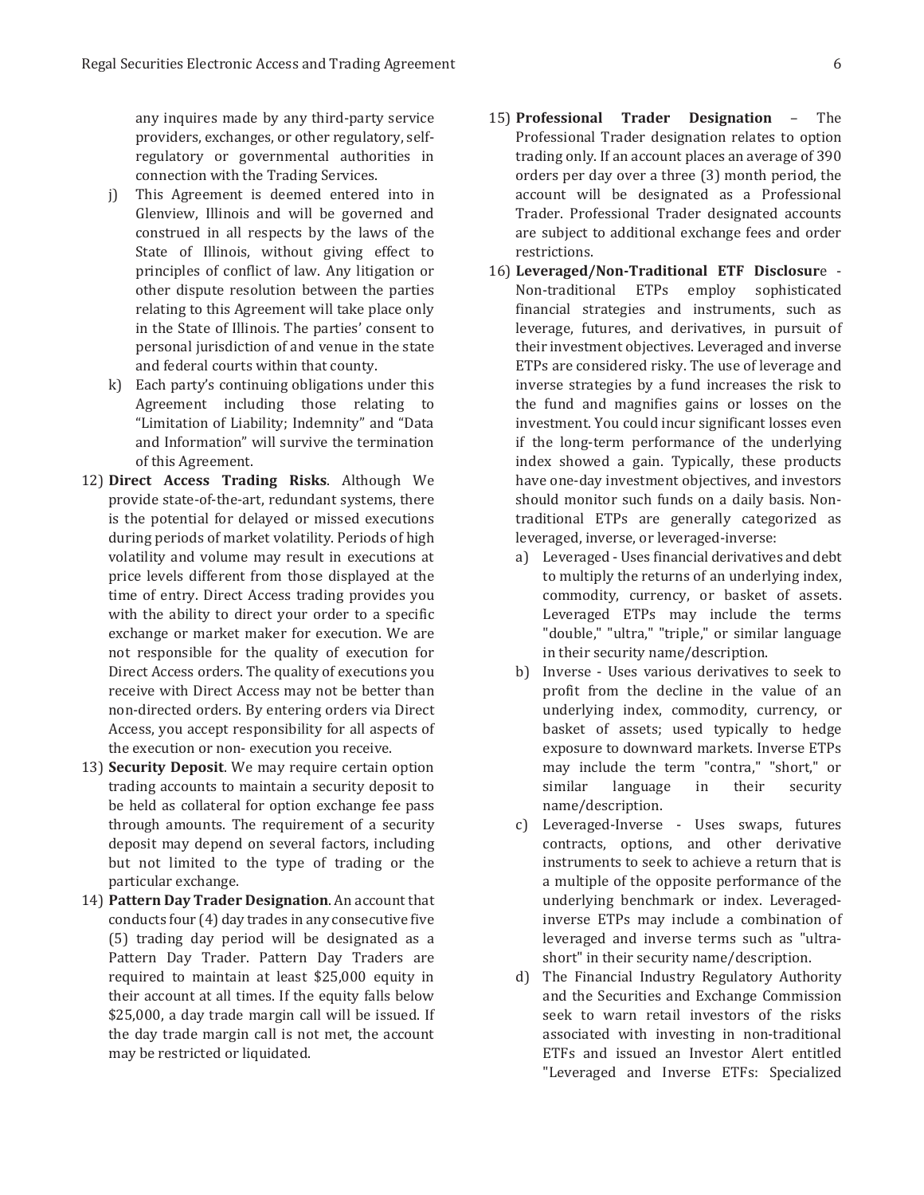any inquires made by any third-party service providers, exchanges, or other regulatory, self-regulatory or governmental authorities in connection with the Trading Services.

j) This Agreement is deemed entered into in Glenview, Illinois and will be governed and construed in all respects by the laws of the State of Illinois, without giving effect to principles of conflict of law. Any litigation or other dispute resolution between the parties relating to this Agreement will take place only in the State of Illinois. The parties' consent to personal jurisdiction of and venue in the state and federal courts within that county.

k) Each party's continuing obligations under this Agreement including those relating to "Limitation of Liability; Indemnity" and "Data and Information" will survive the termination of this Agreement.

12) **Direct Access Trading Risks**. Although We provide state-of-the-art, redundant systems, there is the potential for delayed or missed executions during periods of market volatility. Periods of high volatility and volume may result in executions at price levels different from those displayed at the time of entry. Direct Access trading provides you with the ability to direct your order to a specific exchange or market maker for execution. We are not responsible for the quality of execution for Direct Access orders. The quality of executions you receive with Direct Access may not be better than non-directed orders. By entering orders via Direct Access, you accept responsibility for all aspects of the execution or non- execution you receive.

13) **Security Deposit**. We may require certain option trading accounts to maintain a security deposit to be held as collateral for option exchange fee pass through amounts. The requirement of a security deposit may depend on several factors, including but not limited to the type of trading or the particular exchange.

14) **Pattern Day Trader Designation**. An account that conducts four (4) day trades in any consecutive five (5) trading day period will be designated as a Pattern Day Trader. Pattern Day Traders are required to maintain at least $25,000 equity in their account at all times. If the equity falls below $25,000, a day trade margin call will be issued. If the day trade margin call is not met, the account may be restricted or liquidated.

15) **Professional Trader Designation** – The Professional Trader designation relates to option trading only. If an account places an average of 390 orders per day over a three (3) month period, the account will be designated as a Professional Trader. Professional Trader designated accounts are subject to additional exchange fees and order restrictions.

16) **Leveraged/Non-Traditional ETF Disclosur**e - Non-traditional ETPs employ sophisticated financial strategies and instruments, such as leverage, futures, and derivatives, in pursuit of their investment objectives. Leveraged and inverse ETPs are considered risky. The use of leverage and inverse strategies by a fund increases the risk to the fund and magnifies gains or losses on the investment. You could incur significant losses even if the long-term performance of the underlying index showed a gain. Typically, these products have one-day investment objectives, and investors should monitor such funds on a daily basis. Non-traditional ETPs are generally categorized as leveraged, inverse, or leveraged-inverse:

a) Leveraged - Uses financial derivatives and debt to multiply the returns of an underlying index, commodity, currency, or basket of assets. Leveraged ETPs may include the terms "double," "ultra," "triple," or similar language in their security name/description.

b) Inverse - Uses various derivatives to seek to profit from the decline in the value of an underlying index, commodity, currency, or basket of assets; used typically to hedge exposure to downward markets. Inverse ETPs may include the term "contra," "short," or similar language in their security name/description.

c) Leveraged-Inverse - Uses swaps, futures contracts, options, and other derivative instruments to seek to achieve a return that is a multiple of the opposite performance of the underlying benchmark or index. Leveraged-inverse ETPs may include a combination of leveraged and inverse terms such as "ultra-short" in their security name/description.

d) The Financial Industry Regulatory Authority and the Securities and Exchange Commission seek to warn retail investors of the risks associated with investing in non-traditional ETFs and issued an Investor Alert entitled "Leveraged and Inverse ETFs: Specialized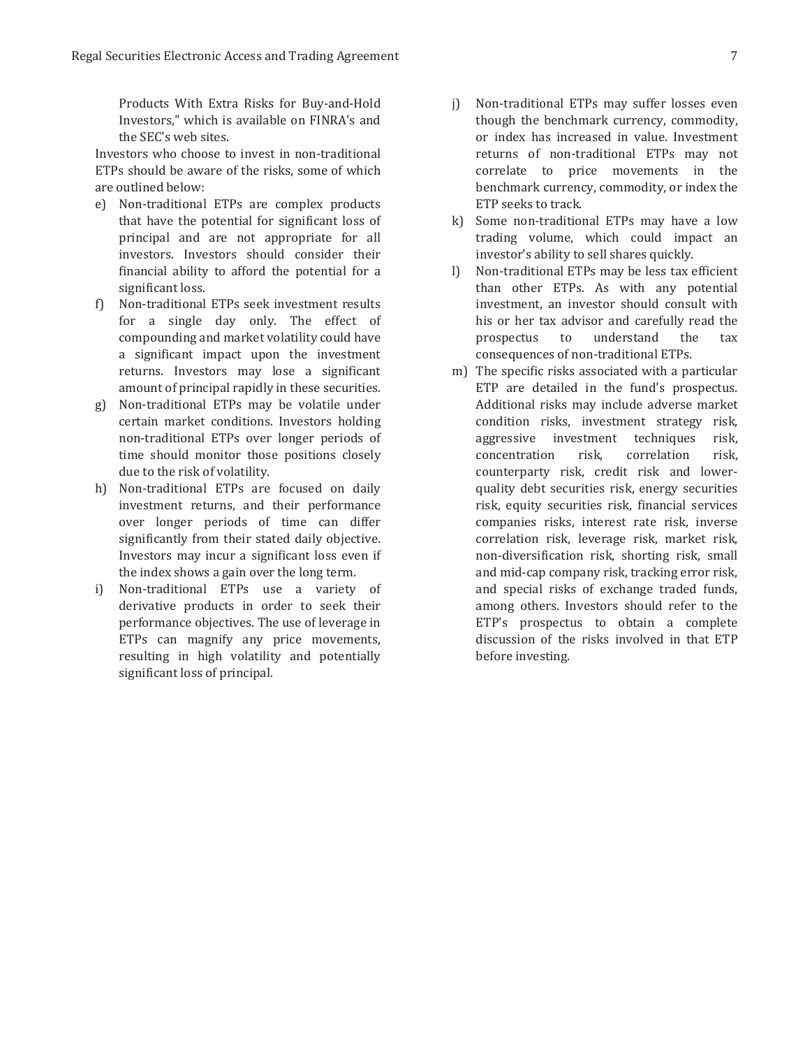Products With Extra Risks for Buy-and-Hold Investors," which is available on FINRA's and the SEC's web sites.

Investors who choose to invest in non-traditional ETPs should be aware of the risks, some of which are outlined below:

e) Non-traditional ETPs are complex products that have the potential for significant loss of principal and are not appropriate for all investors. Investors should consider their financial ability to afford the potential for a significant loss.

f) Non-traditional ETPs seek investment results for a single day only. The effect of compounding and market volatility could have a significant impact upon the investment returns. Investors may lose a significant amount of principal rapidly in these securities.

g) Non-traditional ETPs may be volatile under certain market conditions. Investors holding non-traditional ETPs over longer periods of time should monitor those positions closely due to the risk of volatility.

h) Non-traditional ETPs are focused on daily investment returns, and their performance over longer periods of time can differ significantly from their stated daily objective. Investors may incur a significant loss even if the index shows a gain over the long term.

i) Non-traditional ETPs use a variety of derivative products in order to seek their performance objectives. The use of leverage in ETPs can magnify any price movements, resulting in high volatility and potentially significant loss of principal.

j) Non-traditional ETPs may suffer losses even though the benchmark currency, commodity, or index has increased in value. Investment returns of non-traditional ETPs may not correlate to price movements in the benchmark currency, commodity, or index the ETP seeks to track.

k) Some non-traditional ETPs may have a low trading volume, which could impact an investor's ability to sell shares quickly.

l) Non-traditional ETPs may be less tax efficient than other ETPs. As with any potential investment, an investor should consult with his or her tax advisor and carefully read the prospectus to understand the tax consequences of non-traditional ETPs.

m) The specific risks associated with a particular ETP are detailed in the fund's prospectus. Additional risks may include adverse market condition risks, investment strategy risk, aggressive investment techniques risk, concentration risk, correlation risk, counterparty risk, credit risk and lower-quality debt securities risk, energy securities risk, equity securities risk, financial services companies risks, interest rate risk, inverse correlation risk, leverage risk, market risk, non-diversification risk, shorting risk, small and mid-cap company risk, tracking error risk, and special risks of exchange traded funds, among others. Investors should refer to the ETP's prospectus to obtain a complete discussion of the risks involved in that ETP before investing.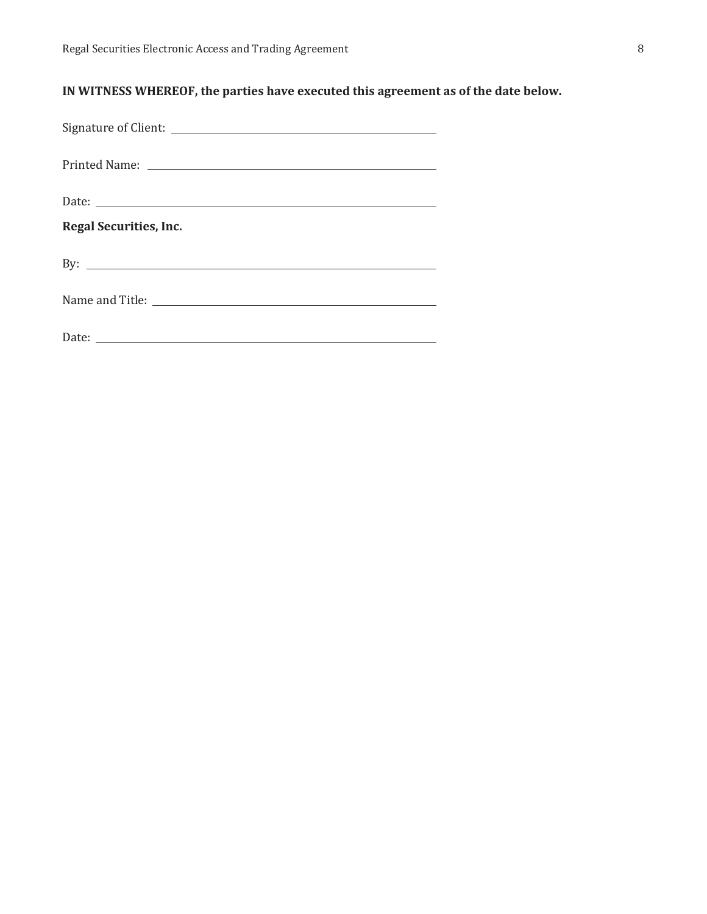**IN WITNESS WHEREOF, the parties have executed this agreement as of the date below.**

Signature of Client: ______________________________

Printed Name: ______________________________

Date: ______________________________

**Regal Securities, Inc.**

By: ______________________________

Name and Title: ______________________________

Date: ______________________________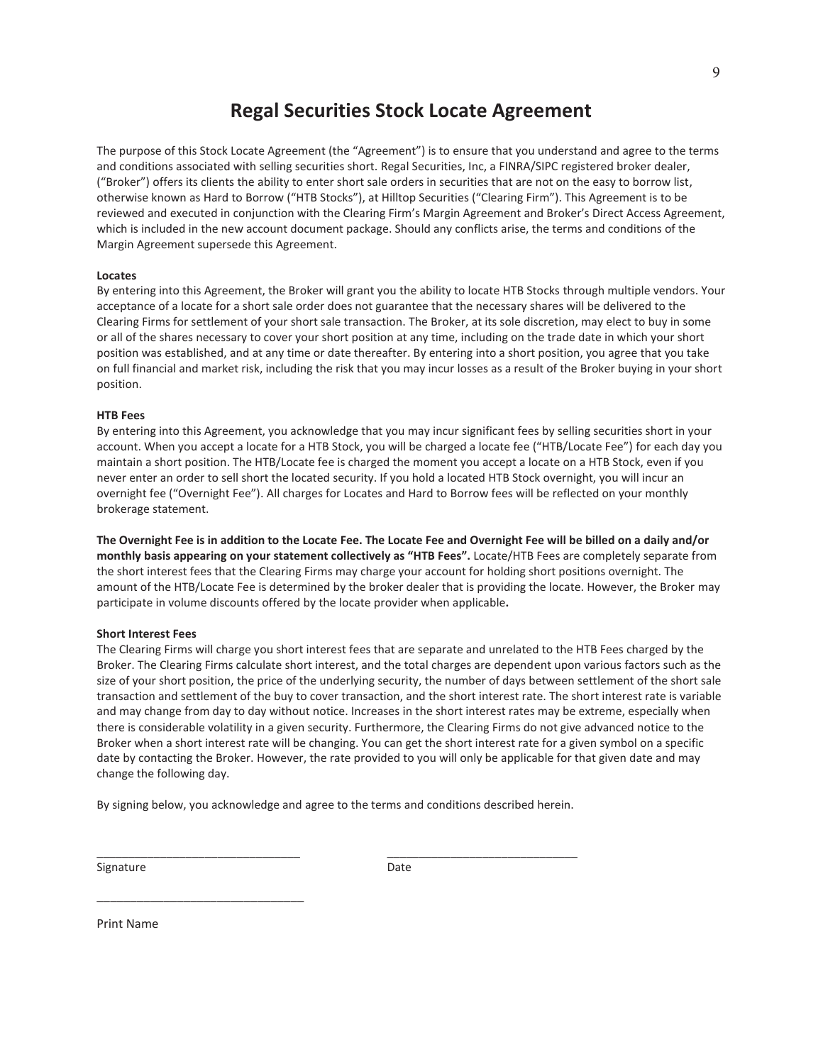# Regal Securities Stock Locate Agreement

The purpose of this Stock Locate Agreement (the "Agreement") is to ensure that you understand and agree to the terms and conditions associated with selling securities short. Regal Securities, Inc, a FINRA/SIPC registered broker dealer, ("Broker") offers its clients the ability to enter short sale orders in securities that are not on the easy to borrow list, otherwise known as Hard to Borrow ("HTB Stocks"), at Hilltop Securities ("Clearing Firm"). This Agreement is to be reviewed and executed in conjunction with the Clearing Firm's Margin Agreement and Broker's Direct Access Agreement, which is included in the new account document package. Should any conflicts arise, the terms and conditions of the Margin Agreement supersede this Agreement.

**Locates**

By entering into this Agreement, the Broker will grant you the ability to locate HTB Stocks through multiple vendors. Your acceptance of a locate for a short sale order does not guarantee that the necessary shares will be delivered to the Clearing Firms for settlement of your short sale transaction. The Broker, at its sole discretion, may elect to buy in some or all of the shares necessary to cover your short position at any time, including on the trade date in which your short position was established, and at any time or date thereafter. By entering into a short position, you agree that you take on full financial and market risk, including the risk that you may incur losses as a result of the Broker buying in your short position.

**HTB Fees**

By entering into this Agreement, you acknowledge that you may incur significant fees by selling securities short in your account. When you accept a locate for a HTB Stock, you will be charged a locate fee ("HTB/Locate Fee") for each day you maintain a short position. The HTB/Locate fee is charged the moment you accept a locate on a HTB Stock, even if you never enter an order to sell short the located security. If you hold a located HTB Stock overnight, you will incur an overnight fee ("Overnight Fee"). All charges for Locates and Hard to Borrow fees will be reflected on your monthly brokerage statement.

**The Overnight Fee is in addition to the Locate Fee. The Locate Fee and Overnight Fee will be billed on a daily and/or monthly basis appearing on your statement collectively as "HTB Fees".** Locate/HTB Fees are completely separate from the short interest fees that the Clearing Firms may charge your account for holding short positions overnight. The amount of the HTB/Locate Fee is determined by the broker dealer that is providing the locate. However, the Broker may participate in volume discounts offered by the locate provider when applicable**.**

**Short Interest Fees**

The Clearing Firms will charge you short interest fees that are separate and unrelated to the HTB Fees charged by the Broker. The Clearing Firms calculate short interest, and the total charges are dependent upon various factors such as the size of your short position, the price of the underlying security, the number of days between settlement of the short sale transaction and settlement of the buy to cover transaction, and the short interest rate. The short interest rate is variable and may change from day to day without notice. Increases in the short interest rates may be extreme, especially when there is considerable volatility in a given security. Furthermore, the Clearing Firms do not give advanced notice to the Broker when a short interest rate will be changing. You can get the short interest rate for a given symbol on a specific date by contacting the Broker. However, the rate provided to you will only be applicable for that given date and may change the following day.

By signing below, you acknowledge and agree to the terms and conditions described herein.

_________________________________ _______________________________

Signature Date

_________________________________

Print Name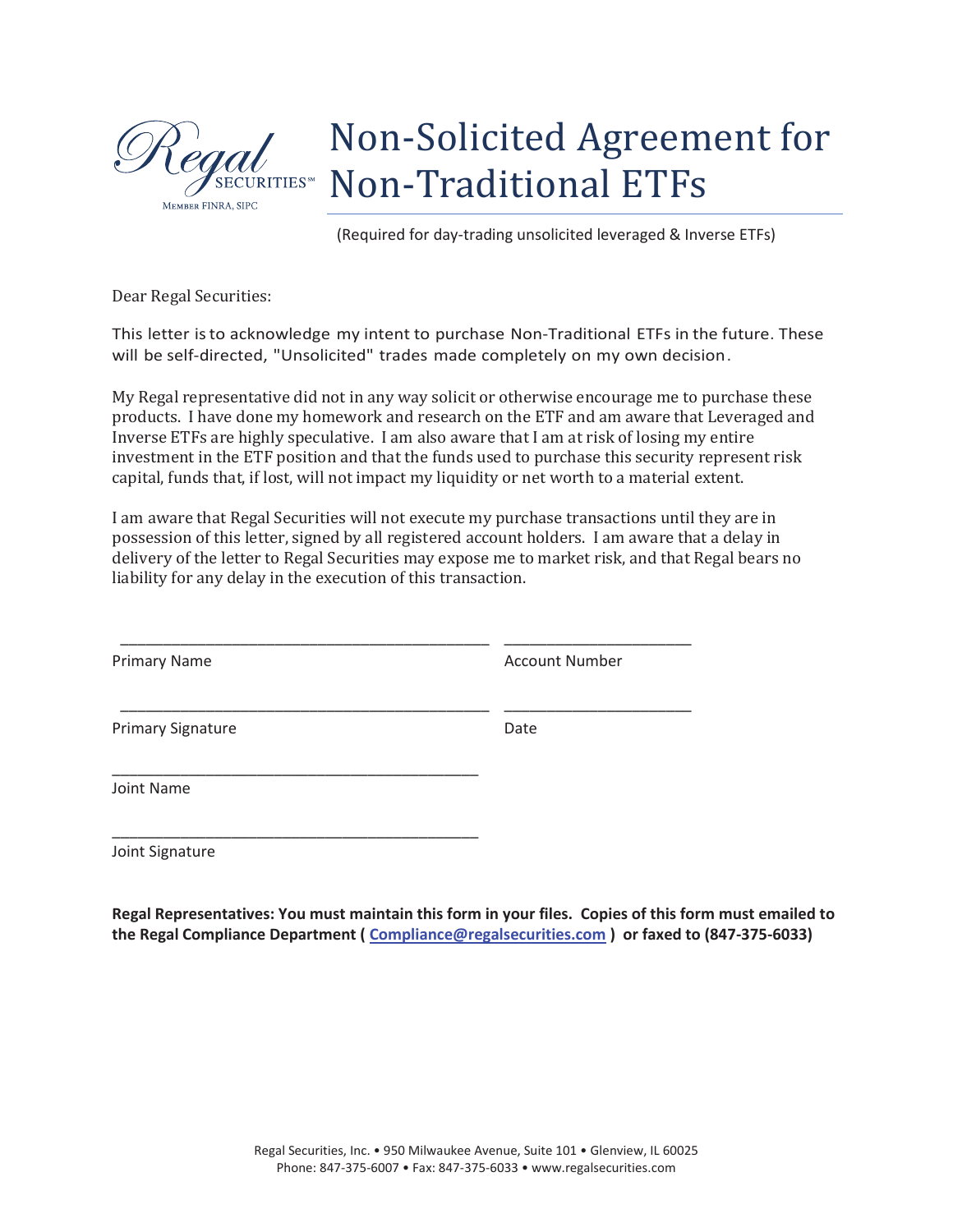Regal SECURITIES℠

MEMBER FINRA, SIPC

# Non-Solicited Agreement for Non-Traditional ETFs

(Required for day-trading unsolicited leveraged & Inverse ETFs)

Dear Regal Securities:

This letter is to acknowledge my intent to purchase Non-Traditional ETFs in the future. These will be self-directed, "Unsolicited" trades made completely on my own decision.

My Regal representative did not in any way solicit or otherwise encourage me to purchase these products. I have done my homework and research on the ETF and am aware that Leveraged and Inverse ETFs are highly speculative. I am also aware that I am at risk of losing my entire investment in the ETF position and that the funds used to purchase this security represent risk capital, funds that, if lost, will not impact my liquidity or net worth to a material extent.

I am aware that Regal Securities will not execute my purchase transactions until they are in possession of this letter, signed by all registered account holders. I am aware that a delay in delivery of the letter to Regal Securities may expose me to market risk, and that Regal bears no liability for any delay in the execution of this transaction.

_______________________________________________ _______________________

Primary Name Account Number

_______________________________________________ _______________________

Primary Signature Date

_______________________________________________

Joint Name

_______________________________________________

Joint Signature

**Regal Representatives: You must maintain this form in your files. Copies of this form must emailed to the Regal Compliance Department ( Compliance@regalsecurities.com ) or faxed to (847-375-6033)**

Regal Securities, Inc. • 950 Milwaukee Avenue, Suite 101 • Glenview, IL 60025
Phone: 847-375-6007 • Fax: 847-375-6033 • www.regalsecurities.com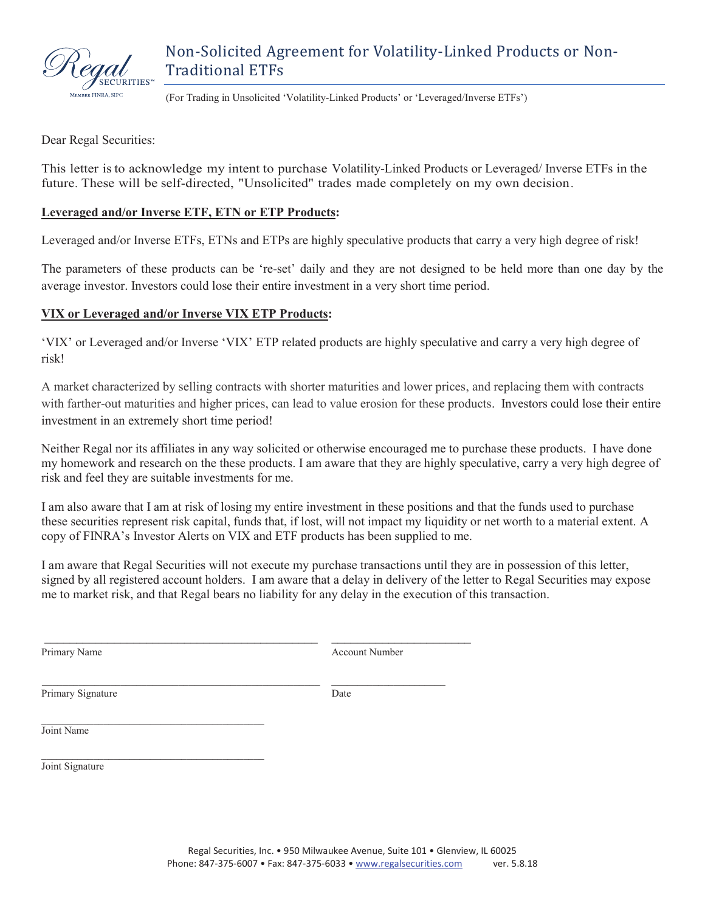# Non-Solicited Agreement for Volatility-Linked Products or Non-Traditional ETFs

(For Trading in Unsolicited 'Volatility-Linked Products' or 'Leveraged/Inverse ETFs')

Dear Regal Securities:

This letter is to acknowledge my intent to purchase Volatility-Linked Products or Leveraged/ Inverse ETFs in the future. These will be self-directed, "Unsolicited" trades made completely on my own decision.

**Leveraged and/or Inverse ETF, ETN or ETP Products:**

Leveraged and/or Inverse ETFs, ETNs and ETPs are highly speculative products that carry a very high degree of risk!

The parameters of these products can be 're-set' daily and they are not designed to be held more than one day by the average investor. Investors could lose their entire investment in a very short time period.

**VIX or Leveraged and/or Inverse VIX ETP Products:**

'VIX' or Leveraged and/or Inverse 'VIX' ETP related products are highly speculative and carry a very high degree of risk!

A market characterized by selling contracts with shorter maturities and lower prices, and replacing them with contracts with farther-out maturities and higher prices, can lead to value erosion for these products. Investors could lose their entire investment in an extremely short time period!

Neither Regal nor its affiliates in any way solicited or otherwise encouraged me to purchase these products. I have done my homework and research on the these products. I am aware that they are highly speculative, carry a very high degree of risk and feel they are suitable investments for me.

I am also aware that I am at risk of losing my entire investment in these positions and that the funds used to purchase these securities represent risk capital, funds that, if lost, will not impact my liquidity or net worth to a material extent. A copy of FINRA's Investor Alerts on VIX and ETF products has been supplied to me.

I am aware that Regal Securities will not execute my purchase transactions until they are in possession of this letter, signed by all registered account holders. I am aware that a delay in delivery of the letter to Regal Securities may expose me to market risk, and that Regal bears no liability for any delay in the execution of this transaction.

\_\_\_\_\_\_\_\_\_\_\_\_\_\_\_\_\_\_\_\_\_\_\_\_\_\_\_\_\_\_\_\_ \_\_\_\_\_\_\_\_\_\_\_\_\_\_\_\_\_\_\_\_
Primary Name Account Number

\_\_\_\_\_\_\_\_\_\_\_\_\_\_\_\_\_\_\_\_\_\_\_\_\_\_\_\_\_\_\_\_ \_\_\_\_\_\_\_\_\_\_\_\_\_\_\_\_\_\_\_\_
Primary Signature Date

\_\_\_\_\_\_\_\_\_\_\_\_\_\_\_\_\_\_\_\_\_\_\_\_\_\_\_\_\_\_\_\_
Joint Name

\_\_\_\_\_\_\_\_\_\_\_\_\_\_\_\_\_\_\_\_\_\_\_\_\_\_\_\_\_\_\_\_
Joint Signature

Regal Securities, Inc. • 950 Milwaukee Avenue, Suite 101 • Glenview, IL 60025
Phone: 847-375-6007 • Fax: 847-375-6033 • www.regalsecurities.com ver. 5.8.18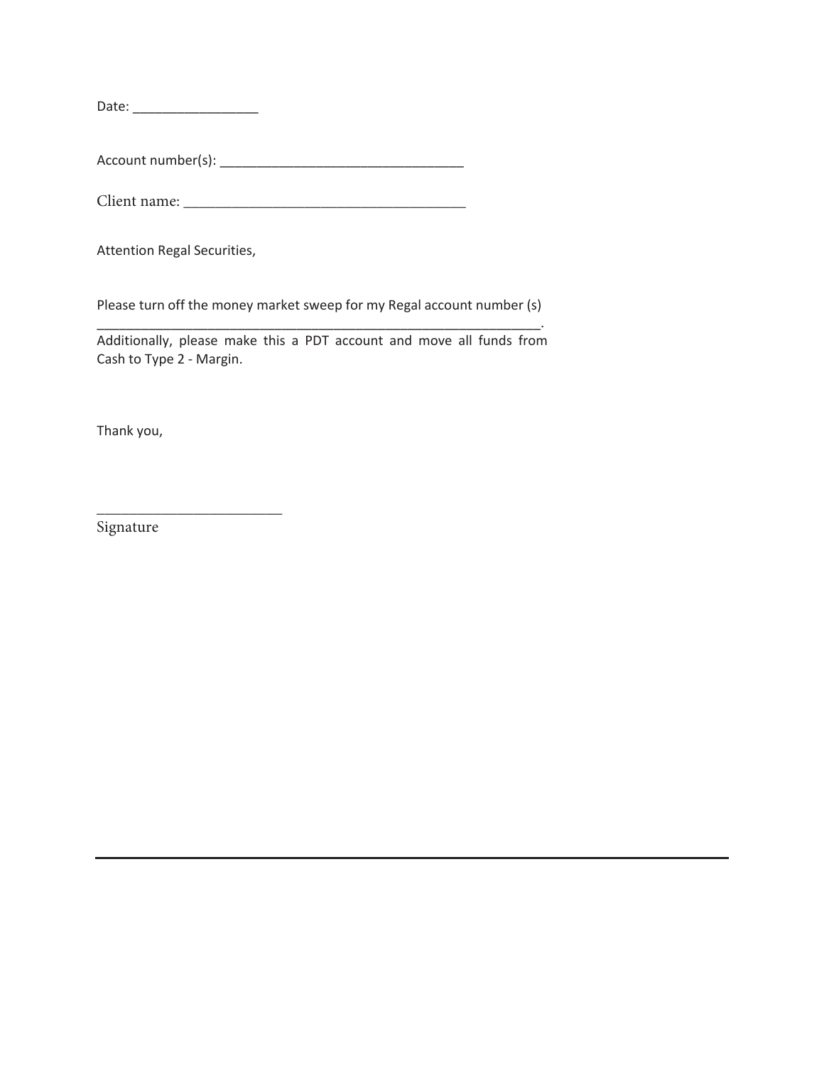Date: _________________

Account number(s): _________________________________

Client name: ____________________________________

Attention Regal Securities,

Please turn off the money market sweep for my Regal account number (s) ____________________________________________________________. Additionally, please make this a PDT account and move all funds from Cash to Type 2 - Margin.

Thank you,

_________________________

Signature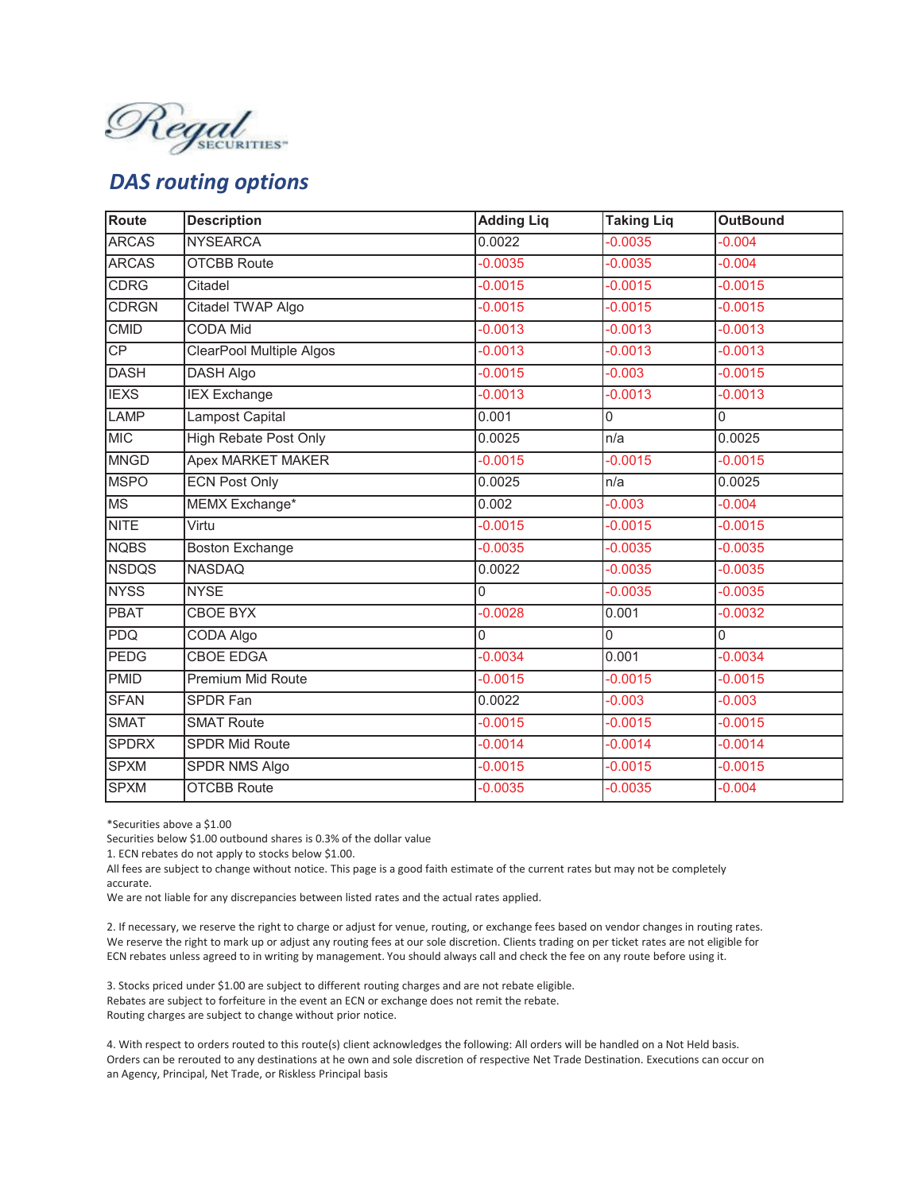Regal SECURITIES

## DAS routing options

| Route | Description | Adding Liq | Taking Liq | OutBound |
|---|---|---|---|---|
| ARCAS | NYSEARCA | 0.0022 | -0.0035 | -0.004 |
| ARCAS | OTCBB Route | -0.0035 | -0.0035 | -0.004 |
| CDRG | Citadel | -0.0015 | -0.0015 | -0.0015 |
| CDRGN | Citadel TWAP Algo | -0.0015 | -0.0015 | -0.0015 |
| CMID | CODA Mid | -0.0013 | -0.0013 | -0.0013 |
| CP | ClearPool Multiple Algos | -0.0013 | -0.0013 | -0.0013 |
| DASH | DASH Algo | -0.0015 | -0.003 | -0.0015 |
| IEXS | IEX Exchange | -0.0013 | -0.0013 | -0.0013 |
| LAMP | Lampost Capital | 0.001 | 0 | 0 |
| MIC | High Rebate Post Only | 0.0025 | n/a | 0.0025 |
| MNGD | Apex MARKET MAKER | -0.0015 | -0.0015 | -0.0015 |
| MSPO | ECN Post Only | 0.0025 | n/a | 0.0025 |
| MS | MEMX Exchange* | 0.002 | -0.003 | -0.004 |
| NITE | Virtu | -0.0015 | -0.0015 | -0.0015 |
| NQBS | Boston Exchange | -0.0035 | -0.0035 | -0.0035 |
| NSDQS | NASDAQ | 0.0022 | -0.0035 | -0.0035 |
| NYSS | NYSE | 0 | -0.0035 | -0.0035 |
| PBAT | CBOE BYX | -0.0028 | 0.001 | -0.0032 |
| PDQ | CODA Algo | 0 | 0 | 0 |
| PEDG | CBOE EDGA | -0.0034 | 0.001 | -0.0034 |
| PMID | Premium Mid Route | -0.0015 | -0.0015 | -0.0015 |
| SFAN | SPDR Fan | 0.0022 | -0.003 | -0.003 |
| SMAT | SMAT Route | -0.0015 | -0.0015 | -0.0015 |
| SPDRX | SPDR Mid Route | -0.0014 | -0.0014 | -0.0014 |
| SPXM | SPDR NMS Algo | -0.0015 | -0.0015 | -0.0015 |
| SPXM | OTCBB Route | -0.0035 | -0.0035 | -0.004 |

*Securities above a $1.00
Securities below $1.00 outbound shares is 0.3% of the dollar value
1. ECN rebates do not apply to stocks below $1.00.
All fees are subject to change without notice. This page is a good faith estimate of the current rates but may not be completely accurate.
We are not liable for any discrepancies between listed rates and the actual rates applied.

2. If necessary, we reserve the right to charge or adjust for venue, routing, or exchange fees based on vendor changes in routing rates. We reserve the right to mark up or adjust any routing fees at our sole discretion. Clients trading on per ticket rates are not eligible for ECN rebates unless agreed to in writing by management. You should always call and check the fee on any route before using it.

3. Stocks priced under $1.00 are subject to different routing charges and are not rebate eligible.
Rebates are subject to forfeiture in the event an ECN or exchange does not remit the rebate.
Routing charges are subject to change without prior notice.

4. With respect to orders routed to this route(s) client acknowledges the following: All orders will be handled on a Not Held basis. Orders can be rerouted to any destinations at he own and sole discretion of respective Net Trade Destination. Executions can occur on an Agency, Principal, Net Trade, or Riskless Principal basis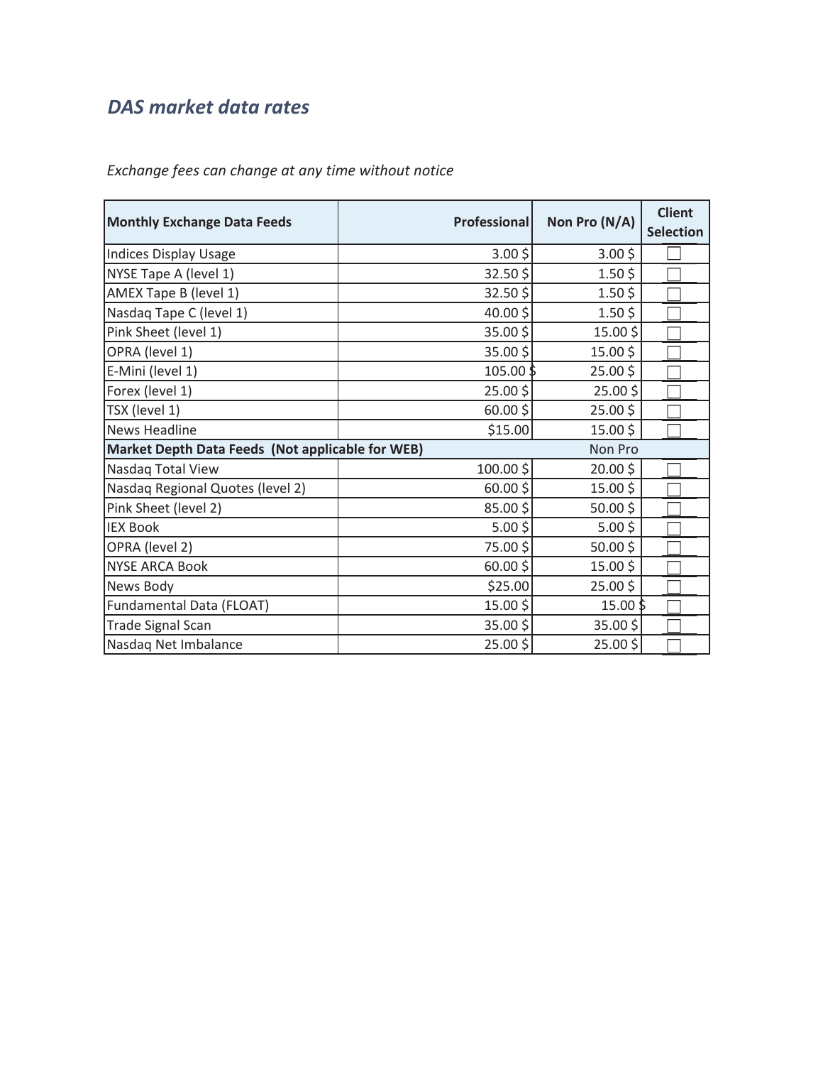## *DAS market data rates*

*Exchange fees can change at any time without notice*

| Monthly Exchange Data Feeds | Professional | Non Pro (N/A) | Client Selection |
|---|---|---|---|
| Indices Display Usage | 3.00 $ | 3.00 $ | ☐ |
| NYSE Tape A (level 1) | 32.50 $ | 1.50 $ | ☐ |
| AMEX Tape B (level 1) | 32.50 $ | 1.50 $ | ☐ |
| Nasdaq Tape C (level 1) | 40.00 $ | 1.50 $ | ☐ |
| Pink Sheet (level 1) | 35.00 $ | 15.00 $ | ☐ |
| OPRA (level 1) | 35.00 $ | 15.00 $ | ☐ |
| E-Mini (level 1) | 105.00 $ | 25.00 $ | ☐ |
| Forex (level 1) | 25.00 $ | 25.00 $ | ☐ |
| TSX (level 1) | 60.00 $ | 25.00 $ | ☐ |
| News Headline | $15.00 | 15.00 $ | ☐ |
| **Market Depth Data Feeds (Not applicable for WEB)** | | Non Pro | |
| Nasdaq Total View | 100.00 $ | 20.00 $ | ☐ |
| Nasdaq Regional Quotes (level 2) | 60.00 $ | 15.00 $ | ☐ |
| Pink Sheet (level 2) | 85.00 $ | 50.00 $ | ☐ |
| IEX Book | 5.00 $ | 5.00 $ | ☐ |
| OPRA (level 2) | 75.00 $ | 50.00 $ | ☐ |
| NYSE ARCA Book | 60.00 $ | 15.00 $ | ☐ |
| News Body | $25.00 | 25.00 $ | ☐ |
| Fundamental Data (FLOAT) | 15.00 $ | 15.00 $ | ☐ |
| Trade Signal Scan | 35.00 $ | 35.00 $ | ☐ |
| Nasdaq Net Imbalance | 25.00 $ | 25.00 $ | ☐ |